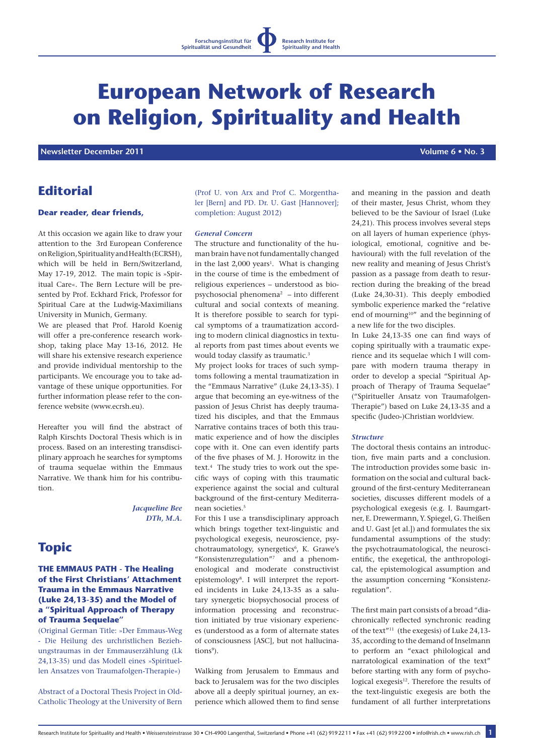# European Network of Research on Religion, Spirituality and Health

**Newsletter December 2011** **Volume 6 • No. 3**

## Editorial

### Dear reader, dear friends,

At this occasion we again like to draw your attention to the 3rd European Conference on Religion, Spirituality and Health (ECRSH), which will be held in Bern/Switzerland, May 17-19, 2012. The main topic is »Spiritual Care«. The Bern Lecture will be presented by Prof. Eckhard Frick, Professor for Spiritual Care at the Ludwig-Maximilians University in Munich, Germany.

We are pleased that Prof. Harold Koenig will offer a pre-conference research workshop, taking place May 13-16, 2012. He will share his extensive research experience and provide individual mentorship to the participants. We encourage you to take advantage of these unique opportunities. For further information please refer to the conference website (www.ecrsh.eu).

Hereafter you will find the abstract of Ralph Kirschts Doctoral Thesis which is in process. Based on an interesting transdisciplinary approach he searches for symptoms of trauma sequelae within the Emmaus Narrative. We thank him for his contribution.

*Jacqueline Bee*
*DTh, M.A.*

## Topic

### THE EMMAUS PATH - The Healing of the First Christians' Attachment Trauma in the Emmaus Narrative (Luke 24,13-35) and the Model of a "Spiritual Approach of Therapy of Trauma Sequelae"

(Original German Title: »Der Emmaus-Weg - Die Heilung des urchristlichen Beziehungstraumas in der Emmauserzählung (Lk 24,13-35) und das Modell eines »Spirituellen Ansatzes von Traumafolgen-Therapie«)

Abstract of a Doctoral Thesis Project in Old-Catholic Theology at the University of Bern (Prof U. von Arx and Prof C. Morgenthaler [Bern] and PD. Dr. U. Gast [Hannover]; completion: August 2012)

#### *General Concern*

The structure and functionality of the human brain have not fundamentally changed in the last 2,000 years[1]. What is changing in the course of time is the embedment of religious experiences – understood as biopsychosocial phenomena[2] – into different cultural and social contexts of meaning. It is therefore possible to search for typical symptoms of a traumatization according to modern clinical diagnostics in textual reports from past times about events we would today classify as traumatic.[3]

My project looks for traces of such symptoms following a mental traumatization in the "Emmaus Narrative" (Luke 24,13-35). I argue that becoming an eye-witness of the passion of Jesus Christ has deeply traumatized his disciples, and that the Emmaus Narrative contains traces of both this traumatic experience and of how the disciples cope with it. One can even identify parts of the five phases of M. J. Horowitz in the text.[4] The study tries to work out the specific ways of coping with this traumatic experience against the social and cultural background of the first-century Mediterranean societies.[5]

For this I use a transdisciplinary approach which brings together text-linguistic and psychological exegesis, neuroscience, psychotraumatology, synergetics[6], K. Grawe's "Konsistenzregulation"[7] and a phenomenological and moderate constructivist epistemology[8]. I will interpret the reported incidents in Luke 24,13-35 as a salutary synergetic biopsychosocial process of information processing and reconstruction initiated by true visionary experiences (understood as a form of alternate states of consciousness [ASC], but not hallucinations[9]).

Walking from Jerusalem to Emmaus and back to Jerusalem was for the two disciples above all a deeply spiritual journey, an experience which allowed them to find sense and meaning in the passion and death of their master, Jesus Christ, whom they believed to be the Saviour of Israel (Luke 24,21). This process involves several steps on all layers of human experience (physiological, emotional, cognitive and behavioural) with the full revelation of the new reality and meaning of Jesus Christ's passion as a passage from death to resurrection during the breaking of the bread (Luke 24,30-31). This deeply embodied symbolic experience marked the "relative end of mourning[10]" and the beginning of a new life for the two disciples.

In Luke 24,13-35 one can find ways of coping spiritually with a traumatic experience and its sequelae which I will compare with modern trauma therapy in order to develop a special "Spiritual Approach of Therapy of Trauma Sequelae" ("Spiritueller Ansatz von Traumafolgen-Therapie") based on Luke 24,13-35 and a specific (Judeo-)Christian worldview.

#### *Structure*

The doctoral thesis contains an introduction, five main parts and a conclusion. The introduction provides some basic information on the social and cultural background of the first-century Mediterranean societies, discusses different models of a psychological exegesis (e.g. I. Baumgartner, E. Drewermann, Y. Spiegel, G. Theißen and U. Gast [et al.]) and formulates the six fundamental assumptions of the study: the psychotraumatological, the neuroscientific, the exegetical, the anthropological, the epistemological assumption and the assumption concerning "Konsistenzregulation".

The first main part consists of a broad "diachronically reflected synchronic reading of the text"[11] (the exegesis) of Luke 24,13-35, according to the demand of Inselmann to perform an "exact philological and narratological examination of the text" before starting with any form of psychological exegesis[12]. Therefore the results of the text-linguistic exegesis are both the fundament of all further interpretations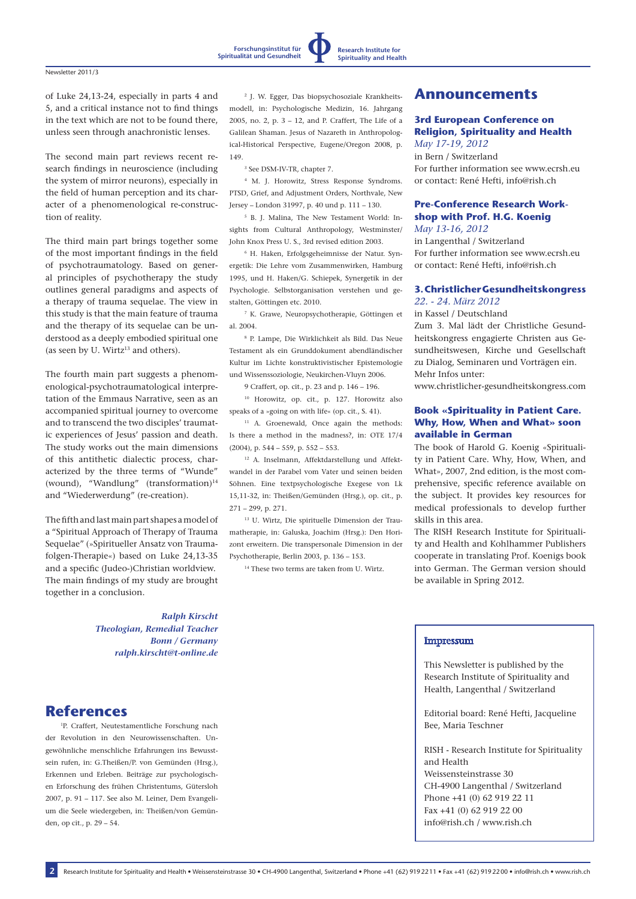of Luke 24,13-24, especially in parts 4 and 5, and a critical instance not to find things in the text which are not to be found there, unless seen through anachronistic lenses.

The second main part reviews recent research findings in neuroscience (including the system of mirror neurons), especially in the field of human perception and its character of a phenomenological re-construction of reality.

The third main part brings together some of the most important findings in the field of psychotraumatology. Based on general principles of psychotherapy the study outlines general paradigms and aspects of a therapy of trauma sequelae. The view in this study is that the main feature of trauma and the therapy of its sequelae can be understood as a deeply embodied spiritual one (as seen by U. Wirtz[13] and others).

The fourth main part suggests a phenomenological-psychotraumatological interpretation of the Emmaus Narrative, seen as an accompanied spiritual journey to overcome and to transcend the two disciples' traumatic experiences of Jesus' passion and death. The study works out the main dimensions of this antithetic dialectic process, characterized by the three terms of "Wunde" (wound), "Wandlung" (transformation)[14] and "Wiederwerdung" (re-creation).

The fifth and last main part shapes a model of a "Spiritual Approach of Therapy of Trauma Sequelae" (»Spiritueller Ansatz von Traumafolgen-Therapie«) based on Luke 24,13-35 and a specific (Judeo-)Christian worldview. The main findings of my study are brought together in a conclusion.

*Ralph Kirscht*
*Theologian, Remedial Teacher*
*Bonn / Germany*
*ralph.kirscht@t-online.de*

## References

[1] P. Craffert, Neutestamentliche Forschung nach der Revolution in den Neurowissenschaften. Ungewöhnliche menschliche Erfahrungen ins Bewusstsein rufen, in: G.Theißen/P. von Gemünden (Hrsg.), Erkennen und Erleben. Beiträge zur psychologischen Erforschung des frühen Christentums, Gütersloh 2007, p. 91 – 117. See also M. Leiner, Dem Evangelium die Seele wiedergeben, in: Theißen/von Gemünden, op cit., p. 29 – 54.

[2] J. W. Egger, Das biopsychosoziale Krankheitsmodell, in: Psychologische Medizin, 16. Jahrgang 2005, no. 2, p. 3 – 12, and P. Craffert, The Life of a Galilean Shaman. Jesus of Nazareth in Anthropological-Historical Perspective, Eugene/Oregon 2008, p. 149.

[3] See DSM-IV-TR, chapter 7.

[4] M. J. Horowitz, Stress Response Syndroms. PTSD, Grief, and Adjustment Orders, Northvale, New Jersey – London 31997, p. 40 und p. 111 – 130.

[5] B. J. Malina, The New Testament World: Insights from Cultural Anthropology, Westminster/ John Knox Press U. S., 3rd revised edition 2003.

[6] H. Haken, Erfolgsgeheimnisse der Natur. Synergetik: Die Lehre vom Zusammenwirken, Hamburg 1995, und H. Haken/G. Schiepek, Synergetik in der Psychologie. Selbstorganisation verstehen und gestalten, Göttingen etc. 2010.

[7] K. Grawe, Neuropsychotherapie, Göttingen et al. 2004.

[8] P. Lampe, Die Wirklichkeit als Bild. Das Neue Testament als ein Grunddokument abendländischer Kultur im Lichte konstruktivistischer Epistemologie und Wissenssoziologie, Neukirchen-Vluyn 2006.

9 Craffert, op. cit., p. 23 and p. 146 – 196.

[10] Horowitz, op. cit., p. 127. Horowitz also speaks of a »going on with life« (op. cit., S. 41).

[11] A. Groenewald, Once again the methods: Is there a method in the madness?, in: OTE 17/4 (2004), p. 544 – 559, p. 552 – 553.

[12] A. Inselmann, Affektdarstellung und Affektwandel in der Parabel vom Vater und seinen beiden Söhnen. Eine textpsychologische Exegese von Lk 15,11-32, in: Theißen/Gemünden (Hrsg.), op. cit., p. 271 – 299, p. 271.

[13] U. Wirtz, Die spirituelle Dimension der Traumatherapie, in: Galuska, Joachim (Hrsg.): Den Horizont erweitern. Die transpersonale Dimension in der Psychotherapie, Berlin 2003, p. 136 – 153.

[14] These two terms are taken from U. Wirtz.

# Announcements

### 3rd European Conference on Religion, Spirituality and Health

*May 17-19, 2012*

in Bern / Switzerland
For further information see www.ecrsh.eu or contact: René Hefti, info@rish.ch

### Pre-Conference Research Workshop with Prof. H.G. Koenig

*May 13-16, 2012*

in Langenthal / Switzerland
For further information see www.ecrsh.eu or contact: René Hefti, info@rish.ch

### 3. Christlicher Gesundheitskongress

*22. - 24. März 2012*

in Kassel / Deutschland
Zum 3. Mal lädt der Christliche Gesundheitskongress engagierte Christen aus Gesundheitswesen, Kirche und Gesellschaft zu Dialog, Seminaren und Vorträgen ein.
Mehr Infos unter:
www.christlicher-gesundheitskongress.com

### Book «Spirituality in Patient Care. Why, How, When and What» soon available in German

The book of Harold G. Koenig «Spirituality in Patient Care. Why, How, When, and What», 2007, 2nd edition, is the most comprehensive, specific reference available on the subject. It provides key resources for medical professionals to develop further skills in this area.
The RISH Research Institute for Spirituality and Health and Kohlhammer Publishers cooperate in translating Prof. Koenigs book into German. The German version should be available in Spring 2012.

### Impressum

This Newsletter is published by the Research Institute of Spirituality and Health, Langenthal / Switzerland

Editorial board: René Hefti, Jacqueline Bee, Maria Teschner

RISH - Research Institute for Spirituality and Health
Weissensteinstrasse 30
CH-4900 Langenthal / Switzerland
Phone +41 (0) 62 919 22 11
Fax +41 (0) 62 919 22 00
info@rish.ch / www.rish.ch